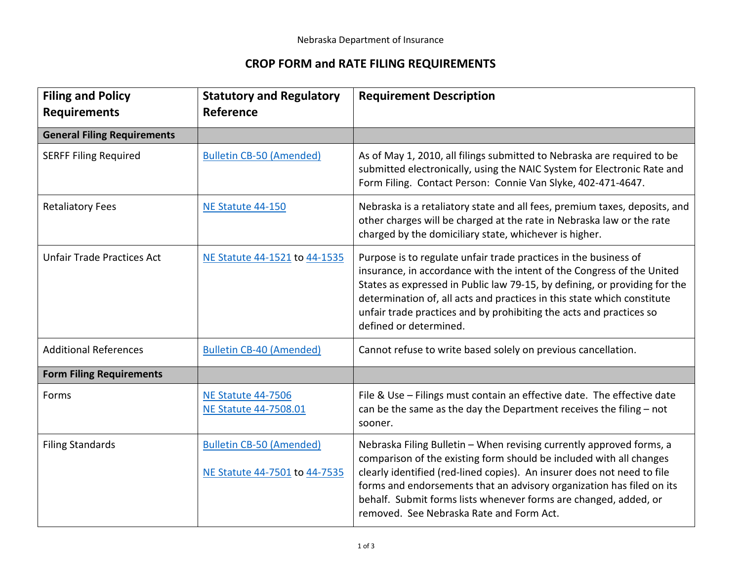Nebraska Department of Insurance

# CROP FORM and RATE FILING REQUIREMENTS

| Filing and Policy Requirements | Statutory and Regulatory Reference | Requirement Description |
|---|---|---|
| **General Filing Requirements** | | |
| SERFF Filing Required | Bulletin CB-50 (Amended) | As of May 1, 2010, all filings submitted to Nebraska are required to be submitted electronically, using the NAIC System for Electronic Rate and Form Filing. Contact Person: Connie Van Slyke, 402-471-4647. |
| Retaliatory Fees | NE Statute 44-150 | Nebraska is a retaliatory state and all fees, premium taxes, deposits, and other charges will be charged at the rate in Nebraska law or the rate charged by the domiciliary state, whichever is higher. |
| Unfair Trade Practices Act | NE Statute 44-1521 to 44-1535 | Purpose is to regulate unfair trade practices in the business of insurance, in accordance with the intent of the Congress of the United States as expressed in Public law 79-15, by defining, or providing for the determination of, all acts and practices in this state which constitute unfair trade practices and by prohibiting the acts and practices so defined or determined. |
| Additional References | Bulletin CB-40 (Amended) | Cannot refuse to write based solely on previous cancellation. |
| **Form Filing Requirements** | | |
| Forms | NE Statute 44-7506<br>NE Statute 44-7508.01 | File & Use – Filings must contain an effective date. The effective date can be the same as the day the Department receives the filing – not sooner. |
| Filing Standards | Bulletin CB-50 (Amended)<br><br>NE Statute 44-7501 to 44-7535 | Nebraska Filing Bulletin – When revising currently approved forms, a comparison of the existing form should be included with all changes clearly identified (red-lined copies). An insurer does not need to file forms and endorsements that an advisory organization has filed on its behalf. Submit forms lists whenever forms are changed, added, or removed. See Nebraska Rate and Form Act. |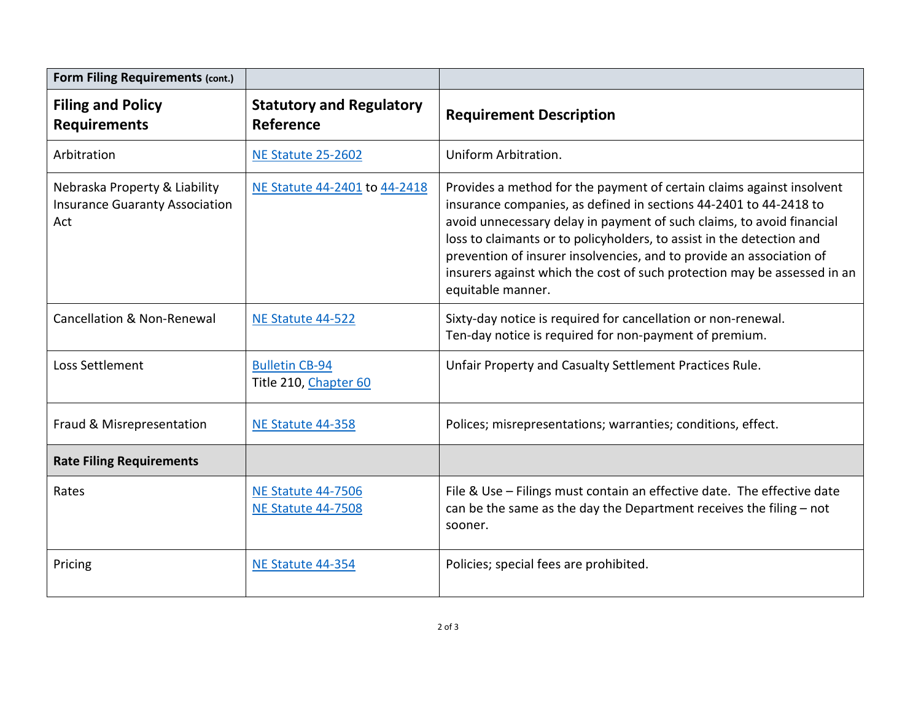| **Form Filing Requirements (cont.)** | | |
| --- | --- | --- |
| **Filing and Policy Requirements** | **Statutory and Regulatory Reference** | **Requirement Description** |
| Arbitration | NE Statute 25-2602 | Uniform Arbitration. |
| Nebraska Property & Liability Insurance Guaranty Association Act | NE Statute 44-2401 to 44-2418 | Provides a method for the payment of certain claims against insolvent insurance companies, as defined in sections 44-2401 to 44-2418 to avoid unnecessary delay in payment of such claims, to avoid financial loss to claimants or to policyholders, to assist in the detection and prevention of insurer insolvencies, and to provide an association of insurers against which the cost of such protection may be assessed in an equitable manner. |
| Cancellation & Non-Renewal | NE Statute 44-522 | Sixty-day notice is required for cancellation or non-renewal.<br>Ten-day notice is required for non-payment of premium. |
| Loss Settlement | Bulletin CB-94<br>Title 210, Chapter 60 | Unfair Property and Casualty Settlement Practices Rule. |
| Fraud & Misrepresentation | NE Statute 44-358 | Polices; misrepresentations; warranties; conditions, effect. |
| **Rate Filing Requirements** | | |
| Rates | NE Statute 44-7506<br>NE Statute 44-7508 | File & Use – Filings must contain an effective date. The effective date can be the same as the day the Department receives the filing – not sooner. |
| Pricing | NE Statute 44-354 | Policies; special fees are prohibited. |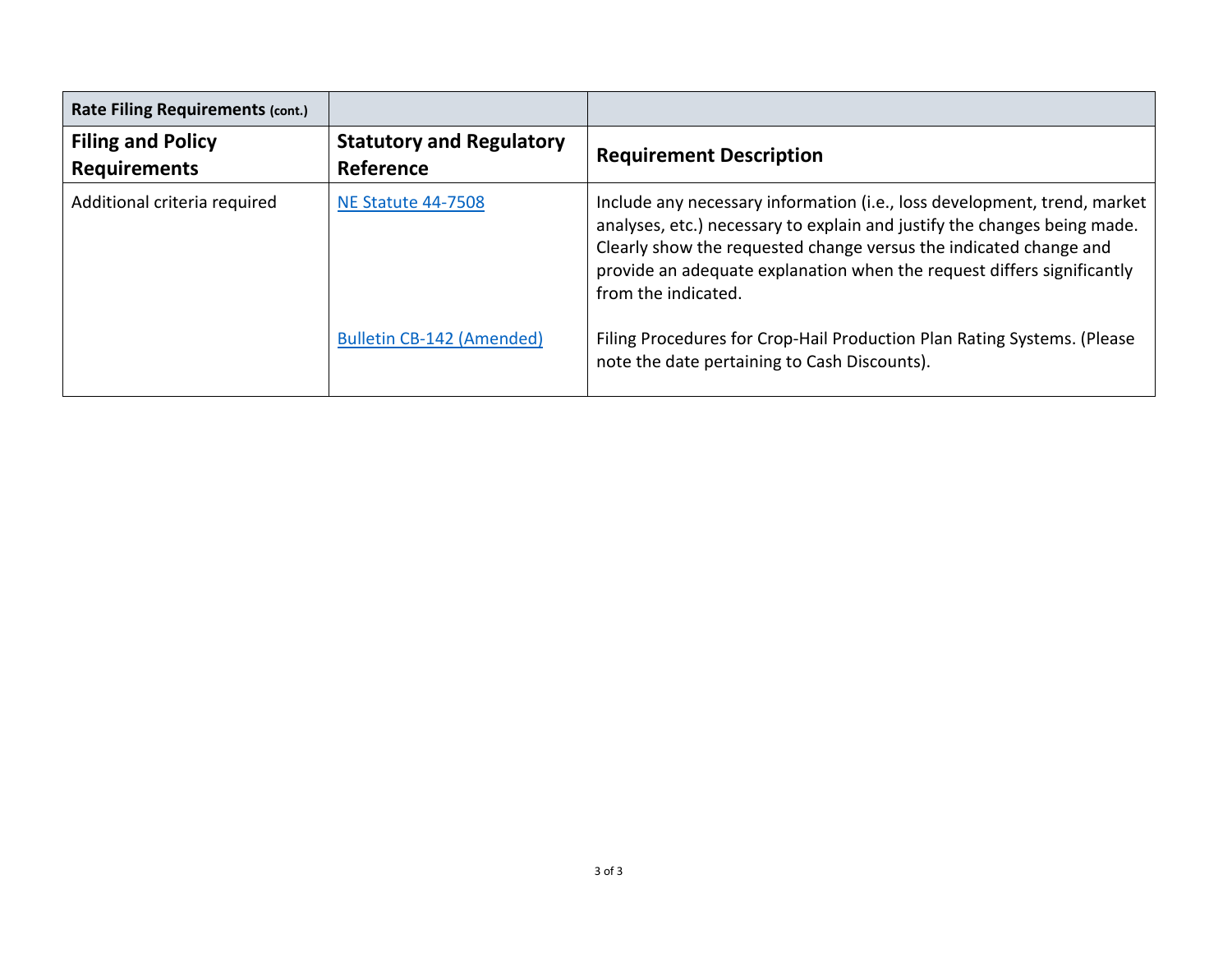| Rate Filing Requirements (cont.) | | |
|---|---|---|
| **Filing and Policy Requirements** | **Statutory and Regulatory Reference** | **Requirement Description** |
| Additional criteria required | NE Statute 44-7508 | Include any necessary information (i.e., loss development, trend, market analyses, etc.) necessary to explain and justify the changes being made. Clearly show the requested change versus the indicated change and provide an adequate explanation when the request differs significantly from the indicated. |
| | Bulletin CB-142 (Amended) | Filing Procedures for Crop-Hail Production Plan Rating Systems. (Please note the date pertaining to Cash Discounts). |